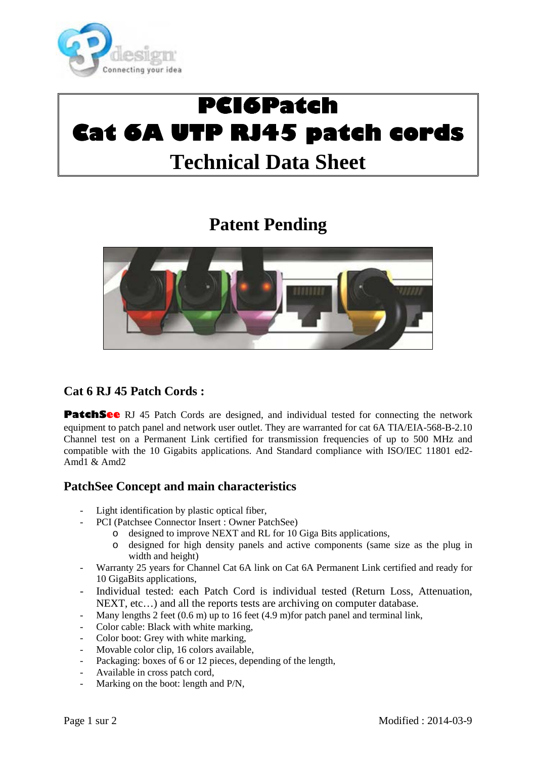# PCI6Patch

# Cat 6A UTP RJ45 patch cords

# Technical Data Sheet

## Patent Pending

### Cat 6 RJ 45 Patch Cords :

**PatchSee** RJ 45 Patch Cords are designed, and individual tested for connecting the network equipment to patch panel and network user outlet. They are warranted for cat 6A TIA/EIA-568-B-2.10 Channel test on a Permanent Link certified for transmission frequencies of up to 500 MHz and compatible with the 10 Gigabits applications. And Standard compliance with ISO/IEC 11801 ed2-Amd1 & Amd2

### PatchSee Concept and main characteristics

- Light identification by plastic optical fiber,
- PCI (Patchsee Connector Insert : Owner PatchSee)
  - designed to improve NEXT and RL for 10 Giga Bits applications,
  - designed for high density panels and active components (same size as the plug in width and height)
- Warranty 25 years for Channel Cat 6A link on Cat 6A Permanent Link certified and ready for 10 GigaBits applications,
- Individual tested: each Patch Cord is individual tested (Return Loss, Attenuation, NEXT, etc…) and all the reports tests are archiving on computer database.
- Many lengths 2 feet (0.6 m) up to 16 feet (4.9 m)for patch panel and terminal link,
- Color cable: Black with white marking,
- Color boot: Grey with white marking,
- Movable color clip, 16 colors available,
- Packaging: boxes of 6 or 12 pieces, depending of the length,
- Available in cross patch cord,
- Marking on the boot: length and P/N,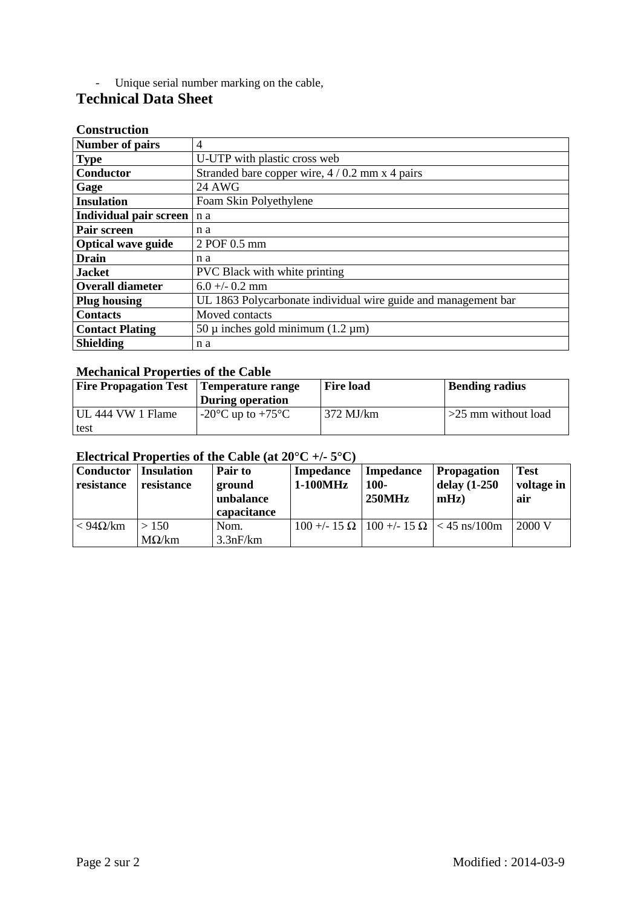- Unique serial number marking on the cable,

# Technical Data Sheet

### Construction

| | |
|---|---|
| **Number of pairs** | 4 |
| **Type** | U-UTP with plastic cross web |
| **Conductor** | Stranded bare copper wire, 4 / 0.2 mm x 4 pairs |
| **Gage** | 24 AWG |
| **Insulation** | Foam Skin Polyethylene |
| **Individual pair screen** | n a |
| **Pair screen** | n a |
| **Optical wave guide** | 2 POF 0.5 mm |
| **Drain** | n a |
| **Jacket** | PVC Black with white printing |
| **Overall diameter** | 6.0 +/- 0.2 mm |
| **Plug housing** | UL 1863 Polycarbonate individual wire guide and management bar |
| **Contacts** | Moved contacts |
| **Contact Plating** | 50 µ inches gold minimum (1.2 µm) |
| **Shielding** | n a |

### Mechanical Properties of the Cable

| Fire Propagation Test | Temperature range During operation | Fire load | Bending radius |
|---|---|---|---|
| UL 444 VW 1 Flame test | -20°C up to +75°C | 372 MJ/km | >25 mm without load |

### Electrical Properties of the Cable (at 20°C +/- 5°C)

| Conductor resistance | Insulation resistance | Pair to ground unbalance capacitance | Impedance 1-100MHz | Impedance 100-250MHz | Propagation delay (1-250 mHz) | Test voltage in air |
|---|---|---|---|---|---|---|
| < 94Ω/km | > 150 MΩ/km | Nom. 3.3nF/km | 100 +/- 15 Ω | 100 +/- 15 Ω | < 45 ns/100m | 2000 V |

Modified : 2014-03-9